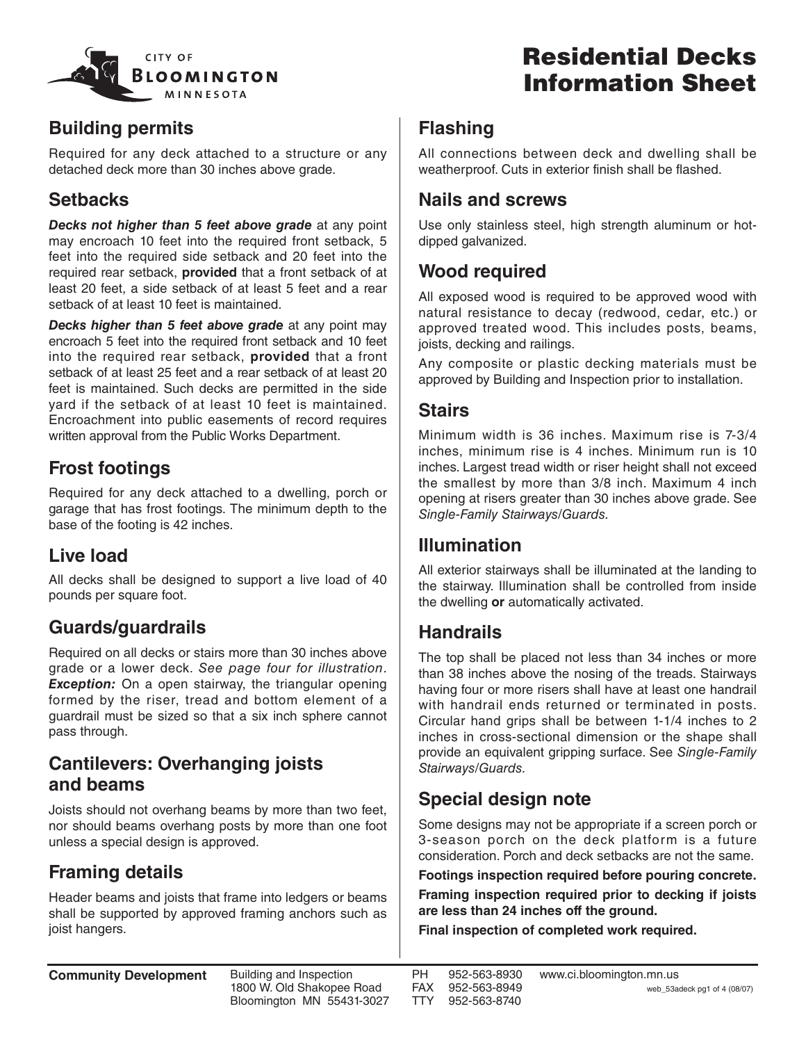CITY OF BLOOMINGTON MINNESOTA

# Residential Decks Information Sheet

## Building permits

Required for any deck attached to a structure or any detached deck more than 30 inches above grade.

## Setbacks

***Decks not higher than 5 feet above grade*** at any point may encroach 10 feet into the required front setback, 5 feet into the required side setback and 20 feet into the required rear setback, **provided** that a front setback of at least 20 feet, a side setback of at least 5 feet and a rear setback of at least 10 feet is maintained.

***Decks higher than 5 feet above grade*** at any point may encroach 5 feet into the required front setback and 10 feet into the required rear setback, **provided** that a front setback of at least 25 feet and a rear setback of at least 20 feet is maintained. Such decks are permitted in the side yard if the setback of at least 10 feet is maintained. Encroachment into public easements of record requires written approval from the Public Works Department.

## Frost footings

Required for any deck attached to a dwelling, porch or garage that has frost footings. The minimum depth to the base of the footing is 42 inches.

## Live load

All decks shall be designed to support a live load of 40 pounds per square foot.

## Guards/guardrails

Required on all decks or stairs more than 30 inches above grade or a lower deck. *See page four for illustration*. ***Exception:*** On a open stairway, the triangular opening formed by the riser, tread and bottom element of a guardrail must be sized so that a six inch sphere cannot pass through.

## Cantilevers: Overhanging joists and beams

Joists should not overhang beams by more than two feet, nor should beams overhang posts by more than one foot unless a special design is approved.

## Framing details

Header beams and joists that frame into ledgers or beams shall be supported by approved framing anchors such as joist hangers.

## Flashing

All connections between deck and dwelling shall be weatherproof. Cuts in exterior finish shall be flashed.

## Nails and screws

Use only stainless steel, high strength aluminum or hot-dipped galvanized.

## Wood required

All exposed wood is required to be approved wood with natural resistance to decay (redwood, cedar, etc.) or approved treated wood. This includes posts, beams, joists, decking and railings.

Any composite or plastic decking materials must be approved by Building and Inspection prior to installation.

## Stairs

Minimum width is 36 inches. Maximum rise is 7-3/4 inches, minimum rise is 4 inches. Minimum run is 10 inches. Largest tread width or riser height shall not exceed the smallest by more than 3/8 inch. Maximum 4 inch opening at risers greater than 30 inches above grade. See *Single-Family Stairways/Guards.*

## Illumination

All exterior stairways shall be illuminated at the landing to the stairway. Illumination shall be controlled from inside the dwelling **or** automatically activated.

## Handrails

The top shall be placed not less than 34 inches or more than 38 inches above the nosing of the treads. Stairways having four or more risers shall have at least one handrail with handrail ends returned or terminated in posts. Circular hand grips shall be between 1-1/4 inches to 2 inches in cross-sectional dimension or the shape shall provide an equivalent gripping surface. See *Single-Family Stairways/Guards.*

## Special design note

Some designs may not be appropriate if a screen porch or 3-season porch on the deck platform is a future consideration. Porch and deck setbacks are not the same.

**Footings inspection required before pouring concrete.**

**Framing inspection required prior to decking if joists are less than 24 inches off the ground.**

**Final inspection of completed work required.**

**Community Development** — Building and Inspection, 1800 W. Old Shakopee Road, Bloomington MN 55431-3027 — PH 952-563-8930, FAX 952-563-8949, TTY 952-563-8740 — www.ci.bloomington.mn.us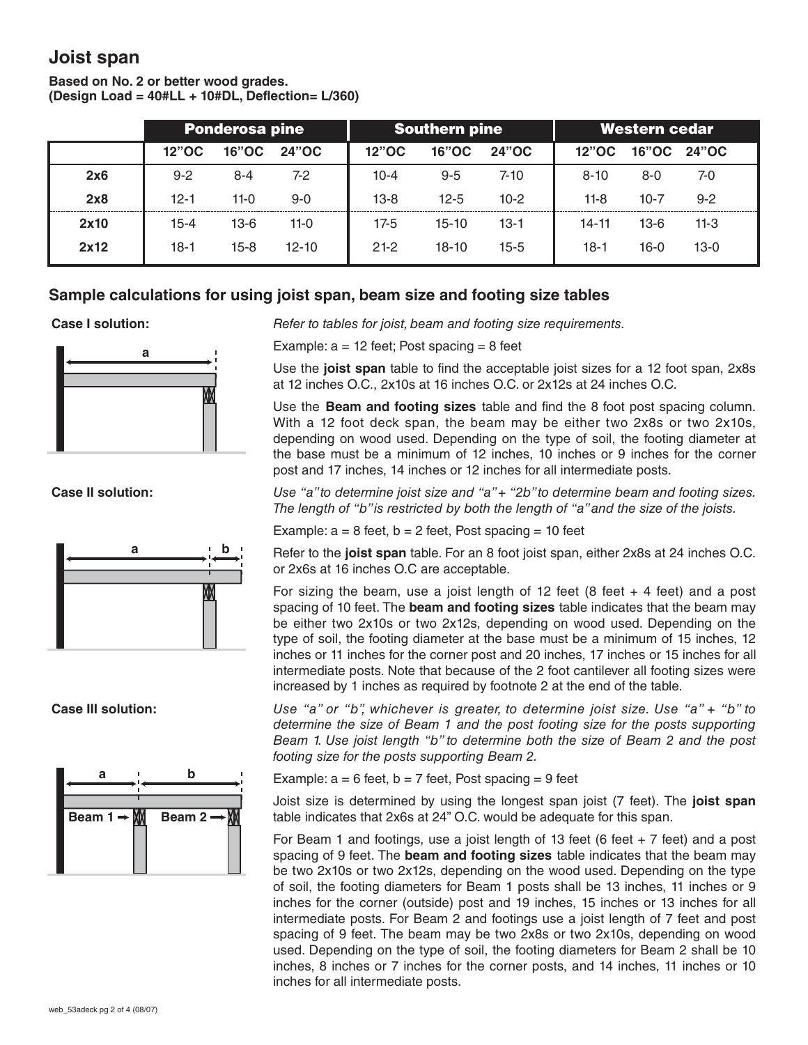## Joist span

**Based on No. 2 or better wood grades.**
**(Design Load = 40#LL + 10#DL, Deflection= L/360)**

| | Ponderosa pine | | | Southern pine | | | Western cedar | | |
|---|---|---|---|---|---|---|---|---|---|
| | 12"OC | 16"OC | 24"OC | 12"OC | 16"OC | 24"OC | 12"OC | 16"OC | 24"OC |
| **2x6** | 9-2 | 8-4 | 7-2 | 10-4 | 9-5 | 7-10 | 8-10 | 8-0 | 7-0 |
| **2x8** | 12-1 | 11-0 | 9-0 | 13-8 | 12-5 | 10-2 | 11-8 | 10-7 | 9-2 |
| **2x10** | 15-4 | 13-6 | 11-0 | 17-5 | 15-10 | 13-1 | 14-11 | 13-6 | 11-3 |
| **2x12** | 18-1 | 15-8 | 12-10 | 21-2 | 18-10 | 15-5 | 18-1 | 16-0 | 13-0 |

## Sample calculations for using joist span, beam size and footing size tables

**Case I solution:**

*Refer to tables for joist, beam and footing size requirements.*

Example: a = 12 feet; Post spacing = 8 feet

Use the **joist span** table to find the acceptable joist sizes for a 12 foot span, 2x8s at 12 inches O.C., 2x10s at 16 inches O.C. or 2x12s at 24 inches O.C.

Use the **Beam and footing sizes** table and find the 8 foot post spacing column. With a 12 foot deck span, the beam may be either two 2x8s or two 2x10s, depending on wood used. Depending on the type of soil, the footing diameter at the base must be a minimum of 12 inches, 10 inches or 9 inches for the corner post and 17 inches, 14 inches or 12 inches for all intermediate posts.

**Case II solution:**

*Use "a" to determine joist size and "a" + "2b" to determine beam and footing sizes. The length of "b" is restricted by both the length of "a" and the size of the joists.*

Example: a = 8 feet, b = 2 feet, Post spacing = 10 feet

Refer to the **joist span** table. For an 8 foot joist span, either 2x8s at 24 inches O.C. or 2x6s at 16 inches O.C are acceptable.

For sizing the beam, use a joist length of 12 feet (8 feet + 4 feet) and a post spacing of 10 feet. The **beam and footing sizes** table indicates that the beam may be either two 2x10s or two 2x12s, depending on wood used. Depending on the type of soil, the footing diameter at the base must be a minimum of 15 inches, 12 inches or 11 inches for the corner post and 20 inches, 17 inches or 15 inches for all intermediate posts. Note that because of the 2 foot cantilever all footing sizes were increased by 1 inches as required by footnote 2 at the end of the table.

**Case III solution:**

*Use "a" or "b", whichever is greater, to determine joist size. Use "a" + "b" to determine the size of Beam 1 and the post footing size for the posts supporting Beam 1. Use joist length "b" to determine both the size of Beam 2 and the post footing size for the posts supporting Beam 2.*

Example: a = 6 feet, b = 7 feet, Post spacing = 9 feet

Joist size is determined by using the longest span joist (7 feet). The **joist span** table indicates that 2x6s at 24" O.C. would be adequate for this span.

For Beam 1 and footings, use a joist length of 13 feet (6 feet + 7 feet) and a post spacing of 9 feet. The **beam and footing sizes** table indicates that the beam may be two 2x10s or two 2x12s, depending on the wood used. Depending on the type of soil, the footing diameters for Beam 1 posts shall be 13 inches, 11 inches or 9 inches for the corner (outside) post and 19 inches, 15 inches or 13 inches for all intermediate posts. For Beam 2 and footings use a joist length of 7 feet and post spacing of 9 feet. The beam may be two 2x8s or two 2x10s, depending on wood used. Depending on the type of soil, the footing diameters for Beam 2 shall be 10 inches, 8 inches or 7 inches for the corner posts, and 14 inches, 11 inches or 10 inches for all intermediate posts.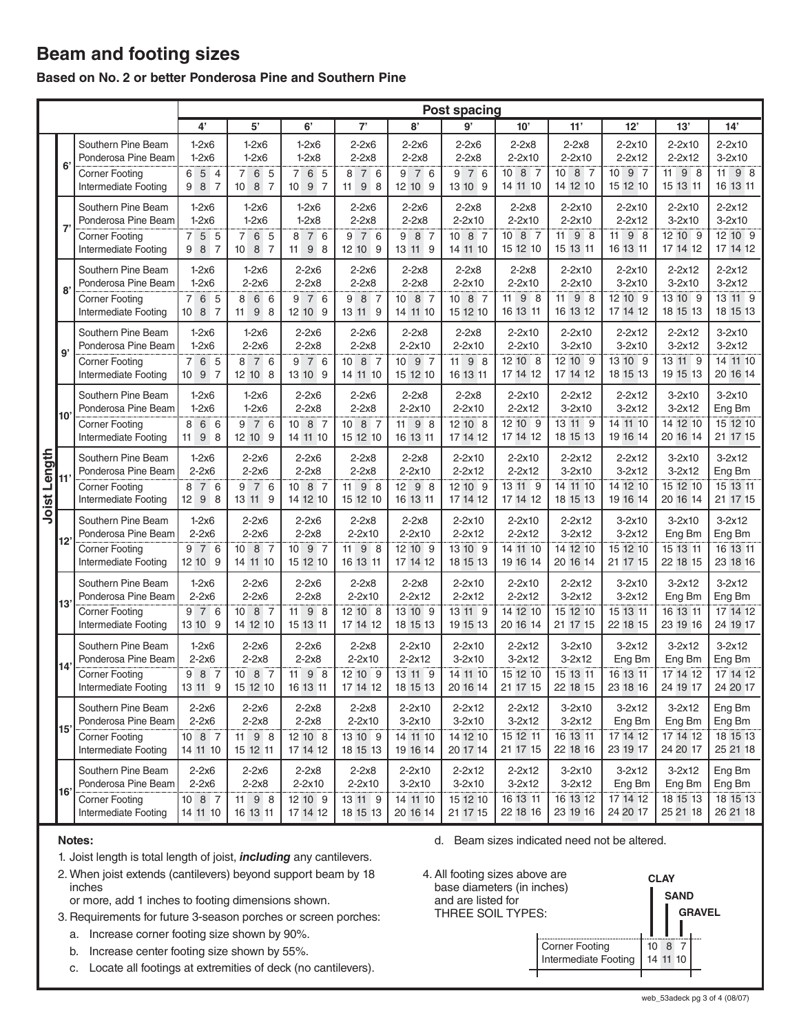# Beam and footing sizes

**Based on No. 2 or better Ponderosa Pine and Southern Pine**

| Joist Length | | Post spacing: 4' | 5' | 6' | 7' | 8' | 9' | 10' | 11' | 12' | 13' | 14' |
|---|---|---|---|---|---|---|---|---|---|---|---|---|
| 6' | Southern Pine Beam | 1-2x6 | 1-2x6 | 1-2x6 | 2-2x6 | 2-2x6 | 2-2x6 | 2-2x8 | 2-2x8 | 2-2x10 | 2-2x10 | 2-2x10 |
| | Ponderosa Pine Beam | 1-2x6 | 1-2x6 | 1-2x8 | 2-2x8 | 2-2x8 | 2-2x8 | 2-2x10 | 2-2x10 | 2-2x12 | 2-2x12 | 3-2x10 |
| | Corner Footing | 6 5 4 | 7 6 5 | 7 6 5 | 8 7 6 | 9 7 6 | 9 7 6 | 10 8 7 | 10 8 7 | 10 9 7 | 11 9 8 | 11 9 8 |
| | Intermediate Footing | 9 8 7 | 10 8 7 | 10 9 7 | 11 9 8 | 12 10 9 | 13 10 9 | 14 11 10 | 14 12 10 | 15 12 10 | 15 13 11 | 16 13 11 |
| 7' | Southern Pine Beam | 1-2x6 | 1-2x6 | 1-2x6 | 2-2x6 | 2-2x6 | 2-2x8 | 2-2x8 | 2-2x10 | 2-2x10 | 2-2x10 | 2-2x12 |
| | Ponderosa Pine Beam | 1-2x6 | 1-2x6 | 1-2x8 | 2-2x8 | 2-2x8 | 2-2x10 | 2-2x10 | 2-2x10 | 2-2x12 | 3-2x10 | 3-2x10 |
| | Corner Footing | 7 5 5 | 7 6 5 | 8 7 6 | 9 7 6 | 9 8 7 | 10 8 7 | 10 8 7 | 11 9 8 | 11 9 8 | 12 10 9 | 12 10 9 |
| | Intermediate Footing | 9 8 7 | 10 8 7 | 11 9 8 | 12 10 9 | 13 11 9 | 14 11 10 | 15 12 10 | 15 13 11 | 16 13 11 | 17 14 12 | 17 14 12 |
| 8' | Southern Pine Beam | 1-2x6 | 1-2x6 | 2-2x6 | 2-2x6 | 2-2x8 | 2-2x8 | 2-2x8 | 2-2x10 | 2-2x10 | 2-2x12 | 2-2x12 |
| | Ponderosa Pine Beam | 1-2x6 | 2-2x6 | 2-2x8 | 2-2x8 | 2-2x8 | 2-2x10 | 2-2x10 | 2-2x10 | 3-2x10 | 3-2x10 | 3-2x12 |
| | Corner Footing | 7 6 5 | 8 6 6 | 9 7 6 | 9 8 7 | 10 8 7 | 10 8 7 | 11 9 8 | 11 9 8 | 12 10 9 | 13 10 9 | 13 11 9 |
| | Intermediate Footing | 10 8 7 | 11 9 8 | 12 10 9 | 13 11 9 | 14 11 10 | 15 12 10 | 16 13 11 | 16 13 12 | 17 14 12 | 18 15 13 | 18 15 13 |
| 9' | Southern Pine Beam | 1-2x6 | 1-2x6 | 2-2x6 | 2-2x6 | 2-2x8 | 2-2x8 | 2-2x10 | 2-2x10 | 2-2x12 | 2-2x12 | 3-2x10 |
| | Ponderosa Pine Beam | 1-2x6 | 2-2x6 | 2-2x8 | 2-2x8 | 2-2x10 | 2-2x10 | 2-2x10 | 3-2x10 | 3-2x10 | 3-2x12 | 3-2x12 |
| | Corner Footing | 7 6 5 | 8 7 6 | 9 7 6 | 10 8 7 | 10 9 7 | 11 9 8 | 12 10 8 | 12 10 9 | 13 10 9 | 13 11 9 | 14 11 10 |
| | Intermediate Footing | 10 9 7 | 12 10 8 | 13 10 9 | 14 11 10 | 15 12 10 | 16 13 11 | 17 14 12 | 17 14 12 | 18 15 13 | 19 15 13 | 20 16 14 |
| 10' | Southern Pine Beam | 1-2x6 | 1-2x6 | 2-2x6 | 2-2x6 | 2-2x8 | 2-2x8 | 2-2x10 | 2-2x12 | 2-2x12 | 3-2x10 | 3-2x10 |
| | Ponderosa Pine Beam | 1-2x6 | 1-2x6 | 2-2x8 | 2-2x8 | 2-2x10 | 2-2x10 | 2-2x12 | 3-2x10 | 3-2x12 | 3-2x12 | Eng Bm |
| | Corner Footing | 8 6 6 | 9 7 6 | 10 8 7 | 10 8 7 | 11 9 8 | 12 10 8 | 12 10 9 | 13 11 9 | 14 11 10 | 14 12 10 | 15 12 10 |
| | Intermediate Footing | 11 9 8 | 12 10 9 | 14 11 10 | 15 12 10 | 16 13 11 | 17 14 12 | 17 14 12 | 18 15 13 | 19 16 14 | 20 16 14 | 21 17 15 |
| 11' | Southern Pine Beam | 1-2x6 | 2-2x6 | 2-2x6 | 2-2x8 | 2-2x8 | 2-2x10 | 2-2x10 | 2-2x12 | 2-2x12 | 3-2x10 | 3-2x12 |
| | Ponderosa Pine Beam | 2-2x6 | 2-2x6 | 2-2x8 | 2-2x8 | 2-2x10 | 2-2x12 | 2-2x12 | 3-2x10 | 3-2x12 | 3-2x12 | Eng Bm |
| | Corner Footing | 8 7 6 | 9 7 6 | 10 8 7 | 11 9 8 | 12 9 8 | 12 10 9 | 13 11 9 | 14 11 10 | 14 12 10 | 15 12 10 | 15 13 11 |
| | Intermediate Footing | 12 9 8 | 13 11 9 | 14 12 10 | 15 12 10 | 16 13 11 | 17 14 12 | 17 14 12 | 18 15 13 | 19 16 14 | 20 16 14 | 21 17 15 |
| 12' | Southern Pine Beam | 1-2x6 | 2-2x6 | 2-2x6 | 2-2x8 | 2-2x8 | 2-2x10 | 2-2x10 | 2-2x12 | 3-2x10 | 3-2x10 | 3-2x12 |
| | Ponderosa Pine Beam | 2-2x6 | 2-2x6 | 2-2x8 | 2-2x10 | 2-2x10 | 2-2x12 | 2-2x12 | 3-2x12 | 3-2x12 | Eng Bm | Eng Bm |
| | Corner Footing | 9 7 6 | 10 8 7 | 10 9 7 | 11 9 8 | 12 10 9 | 13 10 9 | 14 11 10 | 14 12 10 | 15 12 10 | 15 13 11 | 16 13 11 |
| | Intermediate Footing | 12 10 9 | 14 11 10 | 15 12 10 | 16 13 11 | 17 14 12 | 18 15 13 | 19 16 14 | 20 16 14 | 21 17 15 | 22 18 15 | 23 18 16 |
| 13' | Southern Pine Beam | 1-2x6 | 2-2x6 | 2-2x6 | 2-2x8 | 2-2x8 | 2-2x10 | 2-2x10 | 2-2x12 | 3-2x10 | 3-2x12 | 3-2x12 |
| | Ponderosa Pine Beam | 2-2x6 | 2-2x6 | 2-2x8 | 2-2x10 | 2-2x12 | 2-2x12 | 2-2x12 | 3-2x12 | 3-2x12 | Eng Bm | Eng Bm |
| | Corner Footing | 9 7 6 | 10 8 7 | 11 9 8 | 12 10 8 | 13 10 9 | 13 11 9 | 14 12 10 | 15 12 10 | 15 13 11 | 16 13 11 | 17 14 12 |
| | Intermediate Footing | 13 10 9 | 14 12 10 | 15 13 11 | 17 14 12 | 18 15 13 | 19 15 13 | 20 16 14 | 21 17 15 | 22 18 15 | 23 19 16 | 24 19 17 |
| 14' | Southern Pine Beam | 1-2x6 | 2-2x6 | 2-2x6 | 2-2x8 | 2-2x10 | 2-2x10 | 2-2x12 | 3-2x10 | 3-2x12 | 3-2x12 | 3-2x12 |
| | Ponderosa Pine Beam | 2-2x6 | 2-2x8 | 2-2x8 | 2-2x10 | 2-2x12 | 3-2x10 | 3-2x12 | 3-2x12 | Eng Bm | Eng Bm | Eng Bm |
| | Corner Footing | 9 8 7 | 10 8 7 | 11 9 8 | 12 10 9 | 13 11 9 | 14 11 10 | 15 12 10 | 15 13 11 | 16 13 11 | 17 14 12 | 17 14 12 |
| | Intermediate Footing | 13 11 9 | 15 12 10 | 16 13 11 | 17 14 12 | 18 15 13 | 20 16 14 | 21 17 15 | 22 18 15 | 23 18 16 | 24 19 17 | 24 20 17 |
| 15' | Southern Pine Beam | 2-2x6 | 2-2x6 | 2-2x8 | 2-2x8 | 2-2x10 | 2-2x12 | 2-2x12 | 3-2x10 | 3-2x12 | 3-2x12 | Eng Bm |
| | Ponderosa Pine Beam | 2-2x6 | 2-2x8 | 2-2x8 | 2-2x10 | 3-2x10 | 3-2x10 | 3-2x12 | 3-2x12 | Eng Bm | Eng Bm | Eng Bm |
| | Corner Footing | 10 8 7 | 11 9 8 | 12 10 8 | 13 10 9 | 14 11 10 | 14 12 10 | 15 12 11 | 16 13 11 | 17 14 12 | 17 14 12 | 18 15 13 |
| | Intermediate Footing | 14 11 10 | 15 12 11 | 17 14 12 | 18 15 13 | 19 16 14 | 20 17 14 | 21 17 15 | 22 18 16 | 23 19 17 | 24 20 17 | 25 21 18 |
| 16' | Southern Pine Beam | 2-2x6 | 2-2x6 | 2-2x8 | 2-2x8 | 2-2x10 | 2-2x12 | 2-2x12 | 3-2x10 | 3-2x12 | 3-2x12 | Eng Bm |
| | Ponderosa Pine Beam | 2-2x6 | 2-2x8 | 2-2x10 | 2-2x10 | 3-2x10 | 3-2x10 | 3-2x12 | 3-2x12 | Eng Bm | Eng Bm | Eng Bm |
| | Corner Footing | 10 8 7 | 11 9 8 | 12 10 9 | 13 11 9 | 14 11 10 | 15 12 10 | 16 13 11 | 16 13 12 | 17 14 12 | 18 15 13 | 18 15 13 |
| | Intermediate Footing | 14 11 10 | 16 13 11 | 17 14 12 | 18 15 13 | 20 16 14 | 21 17 15 | 22 18 16 | 23 19 16 | 24 20 17 | 25 21 18 | 26 21 18 |

**Notes:**

1. Joist length is total length of joist, ***including*** any cantilevers.
2. When joist extends (cantilevers) beyond support beam by 18 inches or more, add 1 inches to footing dimensions shown.
3. Requirements for future 3-season porches or screen porches:
   a. Increase corner footing size shown by 90%.
   b. Increase center footing size shown by 55%.
   c. Locate all footings at extremities of deck (no cantilevers).
   d. Beam sizes indicated need not be altered.
4. All footing sizes above are base diameters (in inches) and are listed for THREE SOIL TYPES:

| | CLAY | SAND | GRAVEL |
|---|---|---|---|
| Corner Footing | 10 | 8 | 7 |
| Intermediate Footing | 14 | 11 | 10 |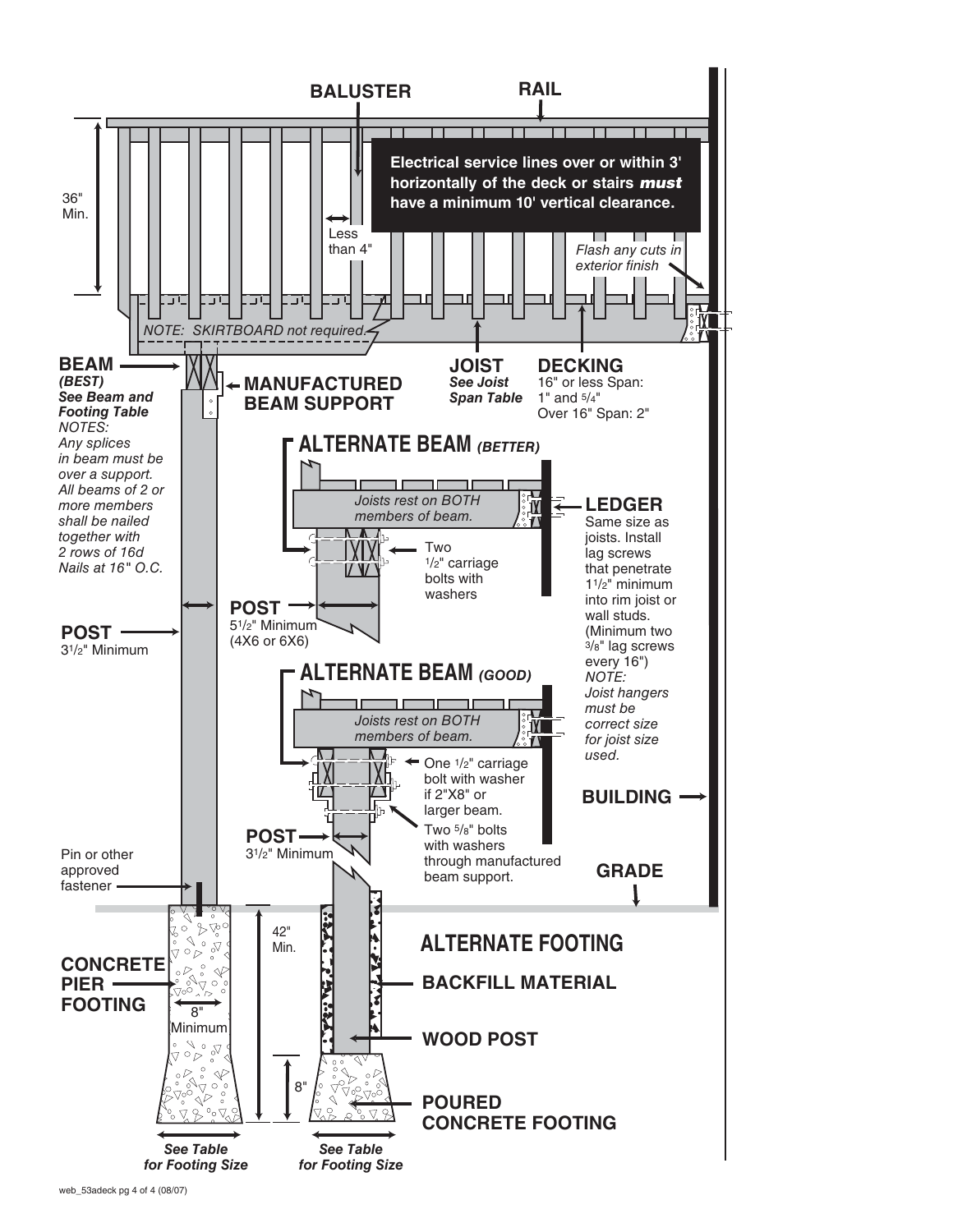BALUSTER

RAIL

36" Min.

Less than 4"

**Electrical service lines over or within 3' horizontally of the deck or stairs *must* have a minimum 10' vertical clearance.**

*Flash any cuts in exterior finish*

*NOTE: SKIRTBOARD not required.*

**BEAM**
***(BEST)***
***See Beam and Footing Table***
*NOTES:*
*Any splices in beam must be over a support.*
*All beams of 2 or more members shall be nailed together with 2 rows of 16d Nails at 16" O.C.*

**MANUFACTURED BEAM SUPPORT**

**JOIST**
***See Joist Span Table***

**DECKING**
16" or less Span: 1" and 5/4"
Over 16" Span: 2"

## ALTERNATE BEAM *(BETTER)*

*Joists rest on BOTH members of beam.*

Two 1/2" carriage bolts with washers

**POST**
5 1/2" Minimum (4X6 or 6X6)

**LEDGER**
Same size as joists. Install lag screws that penetrate 1 1/2" minimum into rim joist or wall studs. (Minimum two 3/8" lag screws every 16")
*NOTE: Joist hangers must be correct size for joist size used.*

**POST**
3 1/2" Minimum

## ALTERNATE BEAM *(GOOD)*

*Joists rest on BOTH members of beam.*

One 1/2" carriage bolt with washer if 2"X8" or larger beam.

Two 5/8" bolts with washers through manufactured beam support.

**POST**
3 1/2" Minimum

**BUILDING**

**GRADE**

Pin or other approved fastener

**CONCRETE PIER FOOTING**

8" Minimum

42" Min.

8"

## ALTERNATE FOOTING

**BACKFILL MATERIAL**

**WOOD POST**

**POURED CONCRETE FOOTING**

***See Table for Footing Size***

***See Table for Footing Size***

web_53adeck pg 4 of 4 (08/07)